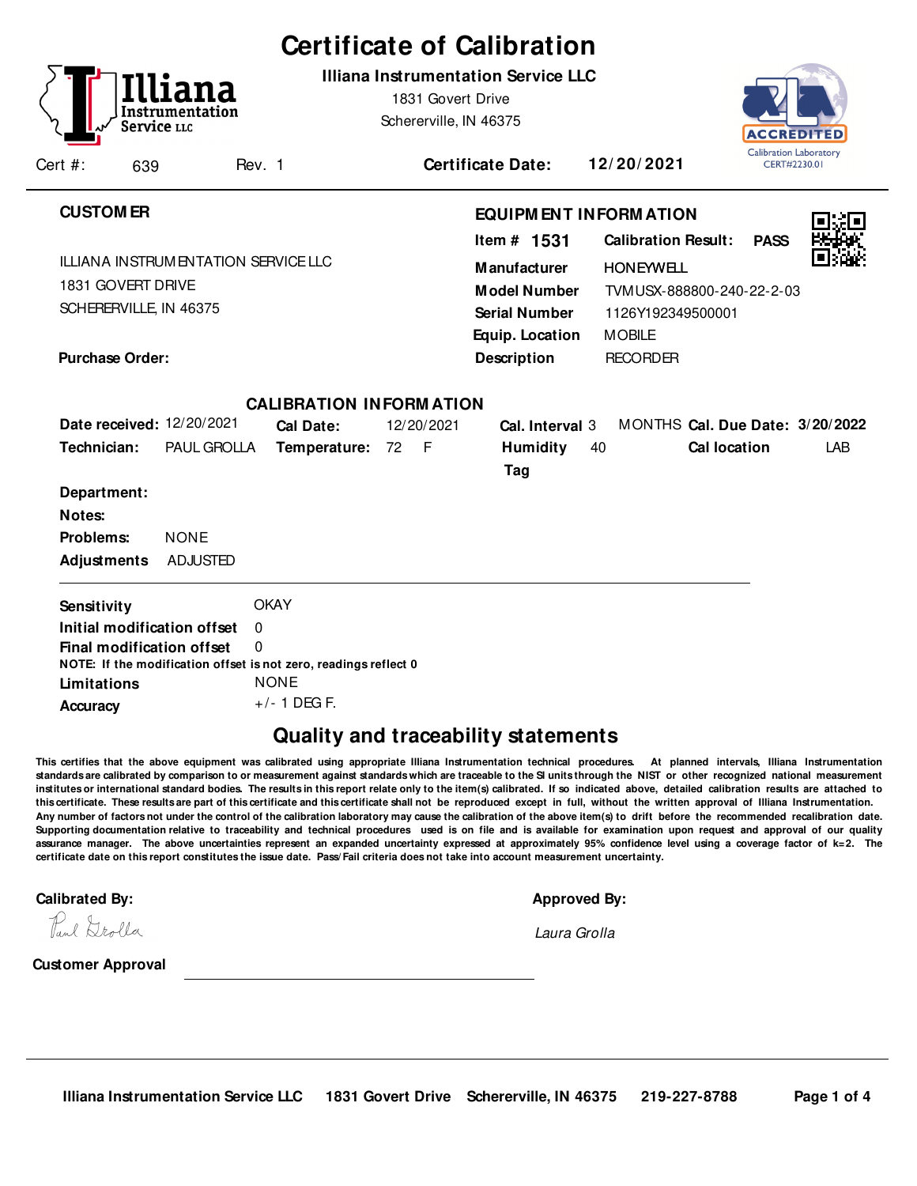# Certificate of Calibration

**Illiana Instrumentation Service LLC**
1831 Govert Drive
Schererville, IN 46375

Calibration Laboratory
CERT#2230.01

Cert #: 639 Rev. 1 **Certificate Date:** **12/20/2021**

## CUSTOMER

ILLIANA INSTRUMENTATION SERVICE LLC
1831 GOVERT DRIVE
SCHERERVILLE, IN 46375

**Purchase Order:**

## EQUIPMENT INFORMATION

| | |
|---|---|
| **Item #** | **1531** |
| **Calibration Result:** | **PASS** |
| **Manufacturer** | HONEYWELL |
| **Model Number** | TVMUSX-888800-240-22-2-03 |
| **Serial Number** | 1126Y192349500001 |
| **Equip. Location** | MOBILE |
| **Description** | RECORDER |

## CALIBRATION INFORMATION

| | | | | | | | |
|---|---|---|---|---|---|---|---|
| **Date received:** | 12/20/2021 | **Cal Date:** | 12/20/2021 | **Cal. Interval** | 3 MONTHS | **Cal. Due Date:** | **3/20/2022** |
| **Technician:** | PAUL GROLLA | **Temperature:** | 72 F | **Humidity** | 40 | **Cal location** | LAB |
| | | | | **Tag** | | | |

**Department:**
**Notes:**
**Problems:** NONE
**Adjustments** ADJUSTED

---

**Sensitivity** OKAY
**Initial modification offset** 0
**Final modification offset** 0
**NOTE: If the modification offset is not zero, readings reflect 0**
**Limitations** NONE
**Accuracy** +/- 1 DEG F.

## Quality and traceability statements

**This certifies that the above equipment was calibrated using appropriate Illiana Instrumentation technical procedures. At planned intervals, Illiana Instrumentation standards are calibrated by comparison to or measurement against standards which are traceable to the SI units through the NIST or other recognized national measurement institutes or international standard bodies. The results in this report relate only to the item(s) calibrated. If so indicated above, detailed calibration results are attached to this certificate. These results are part of this certificate and this certificate shall not be reproduced except in full, without the written approval of Illiana Instrumentation. Any number of factors not under the control of the calibration laboratory may cause the calibration of the above item(s) to drift before the recommended recalibration date. Supporting documentation relative to traceability and technical procedures used is on file and is available for examination upon request and approval of our quality assurance manager. The above uncertainties represent an expanded uncertainty expressed at approximately 95% confidence level using a coverage factor of k=2. The certificate date on this report constitutes the issue date. Pass/Fail criteria does not take into account measurement uncertainty.**

**Calibrated By:** Paul Grolla

**Approved By:** *Laura Grolla*

**Customer Approval** ______________________________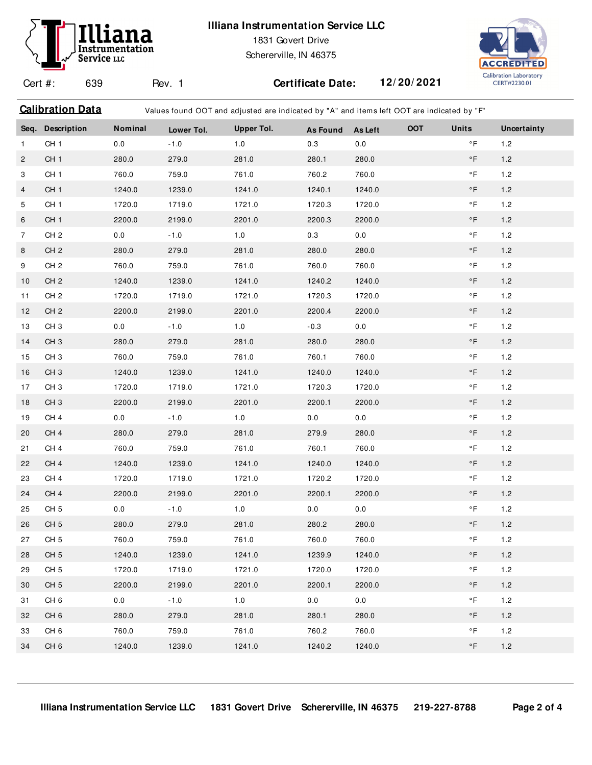**Illiana Instrumentation Service LLC**
1831 Govert Drive
Schererville, IN 46375

Cert #: 639 Rev. 1 **Certificate Date:** **12/20/2021**

ACCREDITED Calibration Laboratory CERT#2230.01

## Calibration Data

Values found OOT and adjusted are indicated by "A" and items left OOT are indicated by "F"

| Seq. | Description | Nominal | Lower Tol. | Upper Tol. | As Found | As Left | OOT | Units | Uncertainty |
|---|---|---|---|---|---|---|---|---|---|
| 1 | CH 1 | 0.0 | -1.0 | 1.0 | 0.3 | 0.0 | | °F | 1.2 |
| 2 | CH 1 | 280.0 | 279.0 | 281.0 | 280.1 | 280.0 | | °F | 1.2 |
| 3 | CH 1 | 760.0 | 759.0 | 761.0 | 760.2 | 760.0 | | °F | 1.2 |
| 4 | CH 1 | 1240.0 | 1239.0 | 1241.0 | 1240.1 | 1240.0 | | °F | 1.2 |
| 5 | CH 1 | 1720.0 | 1719.0 | 1721.0 | 1720.3 | 1720.0 | | °F | 1.2 |
| 6 | CH 1 | 2200.0 | 2199.0 | 2201.0 | 2200.3 | 2200.0 | | °F | 1.2 |
| 7 | CH 2 | 0.0 | -1.0 | 1.0 | 0.3 | 0.0 | | °F | 1.2 |
| 8 | CH 2 | 280.0 | 279.0 | 281.0 | 280.0 | 280.0 | | °F | 1.2 |
| 9 | CH 2 | 760.0 | 759.0 | 761.0 | 760.0 | 760.0 | | °F | 1.2 |
| 10 | CH 2 | 1240.0 | 1239.0 | 1241.0 | 1240.2 | 1240.0 | | °F | 1.2 |
| 11 | CH 2 | 1720.0 | 1719.0 | 1721.0 | 1720.3 | 1720.0 | | °F | 1.2 |
| 12 | CH 2 | 2200.0 | 2199.0 | 2201.0 | 2200.4 | 2200.0 | | °F | 1.2 |
| 13 | CH 3 | 0.0 | -1.0 | 1.0 | -0.3 | 0.0 | | °F | 1.2 |
| 14 | CH 3 | 280.0 | 279.0 | 281.0 | 280.0 | 280.0 | | °F | 1.2 |
| 15 | CH 3 | 760.0 | 759.0 | 761.0 | 760.1 | 760.0 | | °F | 1.2 |
| 16 | CH 3 | 1240.0 | 1239.0 | 1241.0 | 1240.0 | 1240.0 | | °F | 1.2 |
| 17 | CH 3 | 1720.0 | 1719.0 | 1721.0 | 1720.3 | 1720.0 | | °F | 1.2 |
| 18 | CH 3 | 2200.0 | 2199.0 | 2201.0 | 2200.1 | 2200.0 | | °F | 1.2 |
| 19 | CH 4 | 0.0 | -1.0 | 1.0 | 0.0 | 0.0 | | °F | 1.2 |
| 20 | CH 4 | 280.0 | 279.0 | 281.0 | 279.9 | 280.0 | | °F | 1.2 |
| 21 | CH 4 | 760.0 | 759.0 | 761.0 | 760.1 | 760.0 | | °F | 1.2 |
| 22 | CH 4 | 1240.0 | 1239.0 | 1241.0 | 1240.0 | 1240.0 | | °F | 1.2 |
| 23 | CH 4 | 1720.0 | 1719.0 | 1721.0 | 1720.2 | 1720.0 | | °F | 1.2 |
| 24 | CH 4 | 2200.0 | 2199.0 | 2201.0 | 2200.1 | 2200.0 | | °F | 1.2 |
| 25 | CH 5 | 0.0 | -1.0 | 1.0 | 0.0 | 0.0 | | °F | 1.2 |
| 26 | CH 5 | 280.0 | 279.0 | 281.0 | 280.2 | 280.0 | | °F | 1.2 |
| 27 | CH 5 | 760.0 | 759.0 | 761.0 | 760.0 | 760.0 | | °F | 1.2 |
| 28 | CH 5 | 1240.0 | 1239.0 | 1241.0 | 1239.9 | 1240.0 | | °F | 1.2 |
| 29 | CH 5 | 1720.0 | 1719.0 | 1721.0 | 1720.0 | 1720.0 | | °F | 1.2 |
| 30 | CH 5 | 2200.0 | 2199.0 | 2201.0 | 2200.1 | 2200.0 | | °F | 1.2 |
| 31 | CH 6 | 0.0 | -1.0 | 1.0 | 0.0 | 0.0 | | °F | 1.2 |
| 32 | CH 6 | 280.0 | 279.0 | 281.0 | 280.1 | 280.0 | | °F | 1.2 |
| 33 | CH 6 | 760.0 | 759.0 | 761.0 | 760.2 | 760.0 | | °F | 1.2 |
| 34 | CH 6 | 1240.0 | 1239.0 | 1241.0 | 1240.2 | 1240.0 | | °F | 1.2 |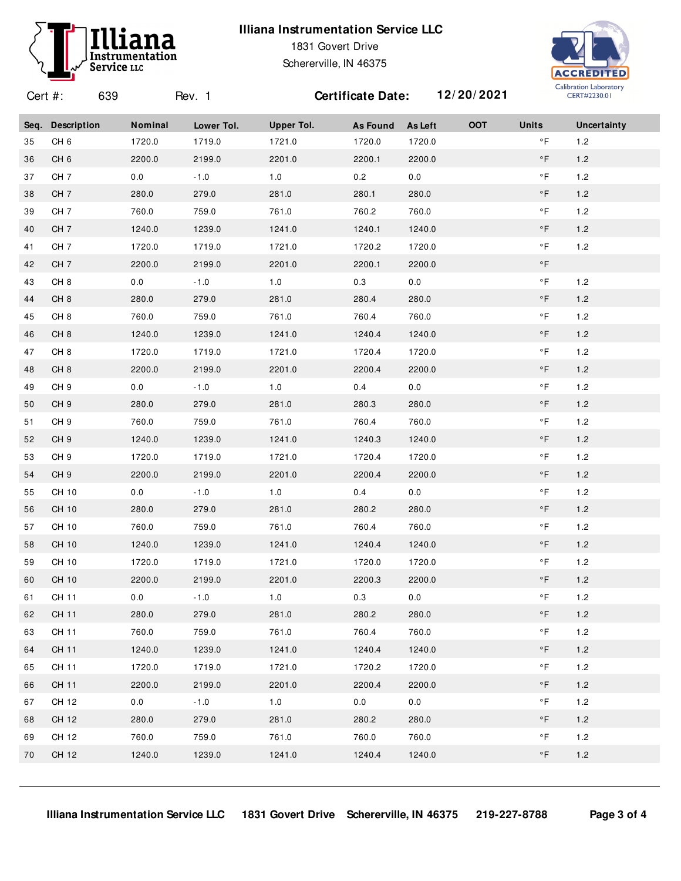**Illiana Instrumentation Service LLC**
1831 Govert Drive
Schererville, IN 46375

ACCREDITED
Calibration Laboratory
CERT#2230.01

Cert #: 639 Rev. 1 **Certificate Date:** **12/20/2021**

| Seq. | Description | Nominal | Lower Tol. | Upper Tol. | As Found | As Left | OOT | Units | Uncertainty |
|---|---|---|---|---|---|---|---|---|---|
| 35 | CH 6 | 1720.0 | 1719.0 | 1721.0 | 1720.0 | 1720.0 | | °F | 1.2 |
| 36 | CH 6 | 2200.0 | 2199.0 | 2201.0 | 2200.1 | 2200.0 | | °F | 1.2 |
| 37 | CH 7 | 0.0 | -1.0 | 1.0 | 0.2 | 0.0 | | °F | 1.2 |
| 38 | CH 7 | 280.0 | 279.0 | 281.0 | 280.1 | 280.0 | | °F | 1.2 |
| 39 | CH 7 | 760.0 | 759.0 | 761.0 | 760.2 | 760.0 | | °F | 1.2 |
| 40 | CH 7 | 1240.0 | 1239.0 | 1241.0 | 1240.1 | 1240.0 | | °F | 1.2 |
| 41 | CH 7 | 1720.0 | 1719.0 | 1721.0 | 1720.2 | 1720.0 | | °F | 1.2 |
| 42 | CH 7 | 2200.0 | 2199.0 | 2201.0 | 2200.1 | 2200.0 | | °F | |
| 43 | CH 8 | 0.0 | -1.0 | 1.0 | 0.3 | 0.0 | | °F | 1.2 |
| 44 | CH 8 | 280.0 | 279.0 | 281.0 | 280.4 | 280.0 | | °F | 1.2 |
| 45 | CH 8 | 760.0 | 759.0 | 761.0 | 760.4 | 760.0 | | °F | 1.2 |
| 46 | CH 8 | 1240.0 | 1239.0 | 1241.0 | 1240.4 | 1240.0 | | °F | 1.2 |
| 47 | CH 8 | 1720.0 | 1719.0 | 1721.0 | 1720.4 | 1720.0 | | °F | 1.2 |
| 48 | CH 8 | 2200.0 | 2199.0 | 2201.0 | 2200.4 | 2200.0 | | °F | 1.2 |
| 49 | CH 9 | 0.0 | -1.0 | 1.0 | 0.4 | 0.0 | | °F | 1.2 |
| 50 | CH 9 | 280.0 | 279.0 | 281.0 | 280.3 | 280.0 | | °F | 1.2 |
| 51 | CH 9 | 760.0 | 759.0 | 761.0 | 760.4 | 760.0 | | °F | 1.2 |
| 52 | CH 9 | 1240.0 | 1239.0 | 1241.0 | 1240.3 | 1240.0 | | °F | 1.2 |
| 53 | CH 9 | 1720.0 | 1719.0 | 1721.0 | 1720.4 | 1720.0 | | °F | 1.2 |
| 54 | CH 9 | 2200.0 | 2199.0 | 2201.0 | 2200.4 | 2200.0 | | °F | 1.2 |
| 55 | CH 10 | 0.0 | -1.0 | 1.0 | 0.4 | 0.0 | | °F | 1.2 |
| 56 | CH 10 | 280.0 | 279.0 | 281.0 | 280.2 | 280.0 | | °F | 1.2 |
| 57 | CH 10 | 760.0 | 759.0 | 761.0 | 760.4 | 760.0 | | °F | 1.2 |
| 58 | CH 10 | 1240.0 | 1239.0 | 1241.0 | 1240.4 | 1240.0 | | °F | 1.2 |
| 59 | CH 10 | 1720.0 | 1719.0 | 1721.0 | 1720.0 | 1720.0 | | °F | 1.2 |
| 60 | CH 10 | 2200.0 | 2199.0 | 2201.0 | 2200.3 | 2200.0 | | °F | 1.2 |
| 61 | CH 11 | 0.0 | -1.0 | 1.0 | 0.3 | 0.0 | | °F | 1.2 |
| 62 | CH 11 | 280.0 | 279.0 | 281.0 | 280.2 | 280.0 | | °F | 1.2 |
| 63 | CH 11 | 760.0 | 759.0 | 761.0 | 760.4 | 760.0 | | °F | 1.2 |
| 64 | CH 11 | 1240.0 | 1239.0 | 1241.0 | 1240.4 | 1240.0 | | °F | 1.2 |
| 65 | CH 11 | 1720.0 | 1719.0 | 1721.0 | 1720.2 | 1720.0 | | °F | 1.2 |
| 66 | CH 11 | 2200.0 | 2199.0 | 2201.0 | 2200.4 | 2200.0 | | °F | 1.2 |
| 67 | CH 12 | 0.0 | -1.0 | 1.0 | 0.0 | 0.0 | | °F | 1.2 |
| 68 | CH 12 | 280.0 | 279.0 | 281.0 | 280.2 | 280.0 | | °F | 1.2 |
| 69 | CH 12 | 760.0 | 759.0 | 761.0 | 760.0 | 760.0 | | °F | 1.2 |
| 70 | CH 12 | 1240.0 | 1239.0 | 1241.0 | 1240.4 | 1240.0 | | °F | 1.2 |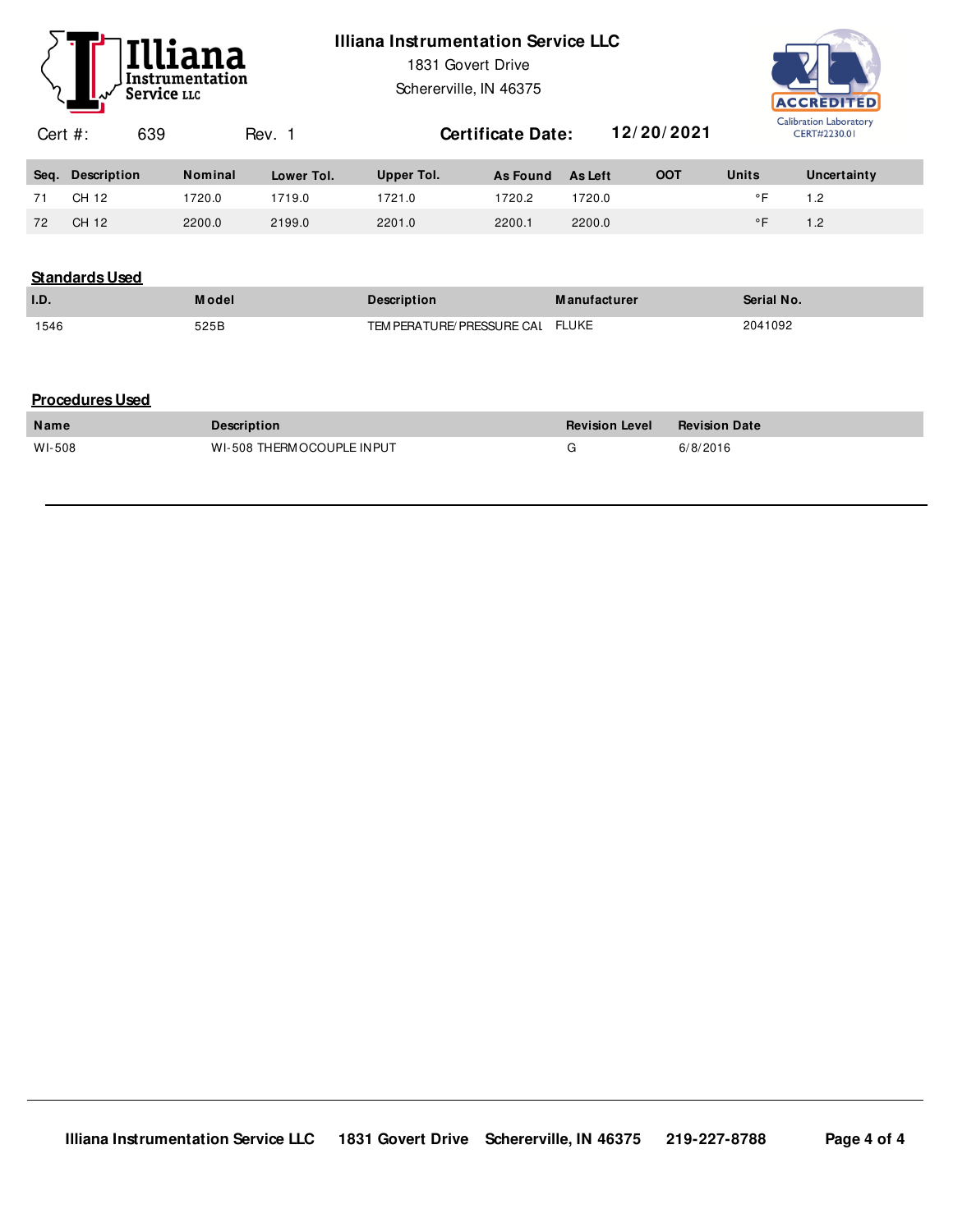Illiana Instrumentation Service LLC

1831 Govert Drive

Schererville, IN 46375

ACCREDITED Calibration Laboratory CERT#2230.01

Cert #: 639 Rev. 1 **Certificate Date: 12/20/2021**

| Seq. | Description | Nominal | Lower Tol. | Upper Tol. | As Found | As Left | OOT | Units | Uncertainty |
|---|---|---|---|---|---|---|---|---|---|
| 71 | CH 12 | 1720.0 | 1719.0 | 1721.0 | 1720.2 | 1720.0 | | °F | 1.2 |
| 72 | CH 12 | 2200.0 | 2199.0 | 2201.0 | 2200.1 | 2200.0 | | °F | 1.2 |

## Standards Used

| I.D. | Model | Description | Manufacturer | Serial No. |
|---|---|---|---|---|
| 1546 | 525B | TEMPERATURE/PRESSURE CAL | FLUKE | 2041092 |

## Procedures Used

| Name | Description | Revision Level | Revision Date |
|---|---|---|---|
| WI-508 | WI-508 THERMOCOUPLE INPUT | G | 6/8/2016 |